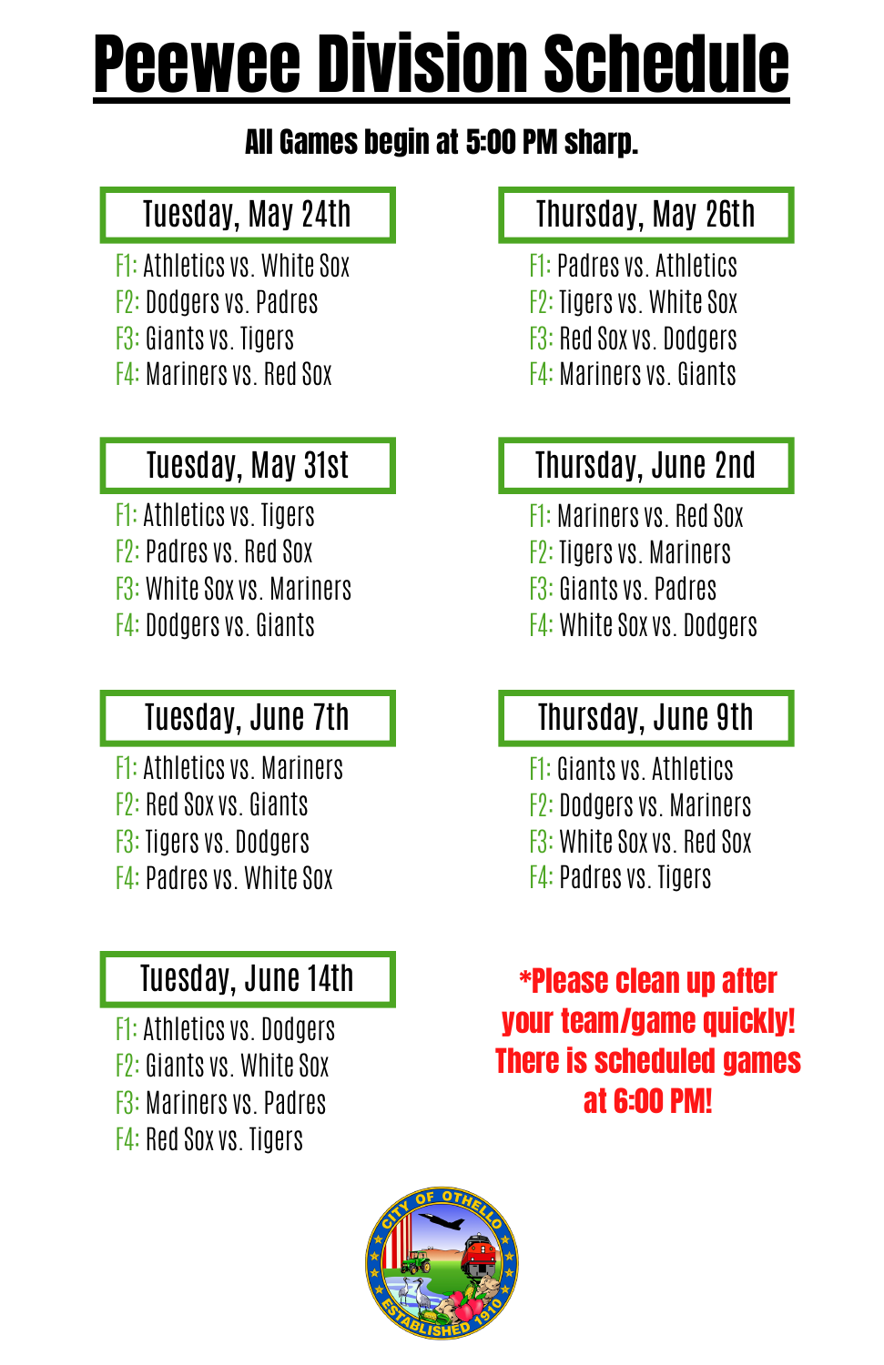# Peewee Division Schedule

**All Games begin at 5:00 PM sharp.**

## Tuesday, May 24th

F1: Athletics vs. White Sox
F2: Dodgers vs. Padres
F3: Giants vs. Tigers
F4: Mariners vs. Red Sox

## Thursday, May 26th

F1: Padres vs. Athletics
F2: Tigers vs. White Sox
F3: Red Sox vs. Dodgers
F4: Mariners vs. Giants

## Tuesday, May 31st

F1: Athletics vs. Tigers
F2: Padres vs. Red Sox
F3: White Sox vs. Mariners
F4: Dodgers vs. Giants

## Thursday, June 2nd

F1: Mariners vs. Red Sox
F2: Tigers vs. Mariners
F3: Giants vs. Padres
F4: White Sox vs. Dodgers

## Tuesday, June 7th

F1: Athletics vs. Mariners
F2: Red Sox vs. Giants
F3: Tigers vs. Dodgers
F4: Padres vs. White Sox

## Thursday, June 9th

F1: Giants vs. Athletics
F2: Dodgers vs. Mariners
F3: White Sox vs. Red Sox
F4: Padres vs. Tigers

## Tuesday, June 14th

F1: Athletics vs. Dodgers
F2: Giants vs. White Sox
F3: Mariners vs. Padres
F4: Red Sox vs. Tigers

**\*Please clean up after your team/game quickly! There is scheduled games at 6:00 PM!**

CITY OF OTHELLO ESTABLISHED 1910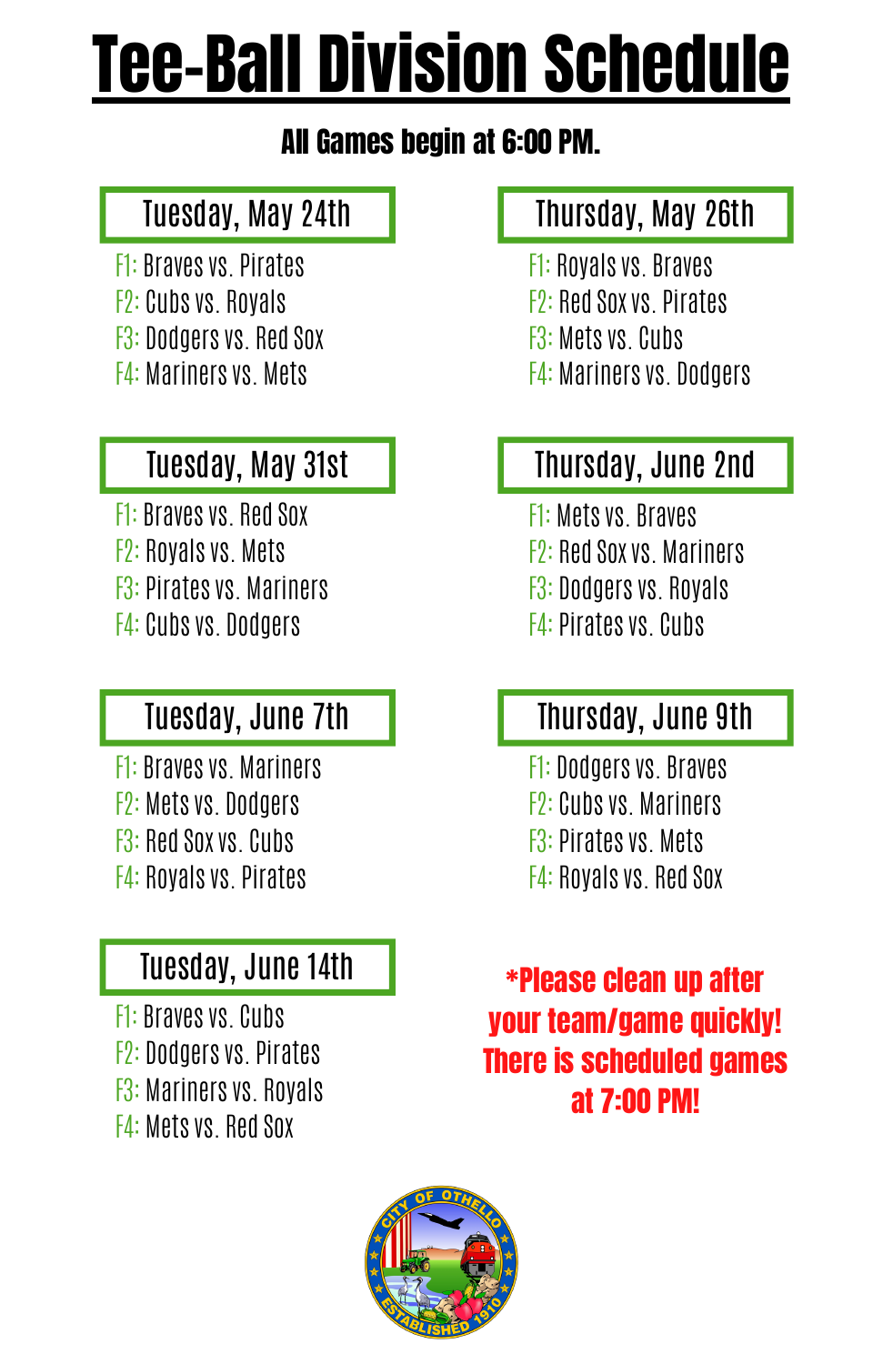# Tee-Ball Division Schedule

**All Games begin at 6:00 PM.**

### Tuesday, May 24th

F1: Braves vs. Pirates
F2: Cubs vs. Royals
F3: Dodgers vs. Red Sox
F4: Mariners vs. Mets

### Thursday, May 26th

F1: Royals vs. Braves
F2: Red Sox vs. Pirates
F3: Mets vs. Cubs
F4: Mariners vs. Dodgers

### Tuesday, May 31st

F1: Braves vs. Red Sox
F2: Royals vs. Mets
F3: Pirates vs. Mariners
F4: Cubs vs. Dodgers

### Thursday, June 2nd

F1: Mets vs. Braves
F2: Red Sox vs. Mariners
F3: Dodgers vs. Royals
F4: Pirates vs. Cubs

### Tuesday, June 7th

F1: Braves vs. Mariners
F2: Mets vs. Dodgers
F3: Red Sox vs. Cubs
F4: Royals vs. Pirates

### Thursday, June 9th

F1: Dodgers vs. Braves
F2: Cubs vs. Mariners
F3: Pirates vs. Mets
F4: Royals vs. Red Sox

### Tuesday, June 14th

F1: Braves vs. Cubs
F2: Dodgers vs. Pirates
F3: Mariners vs. Royals
F4: Mets vs. Red Sox

**\*Please clean up after your team/game quickly! There is scheduled games at 7:00 PM!**

CITY OF OTHELLO
ESTABLISHED 1910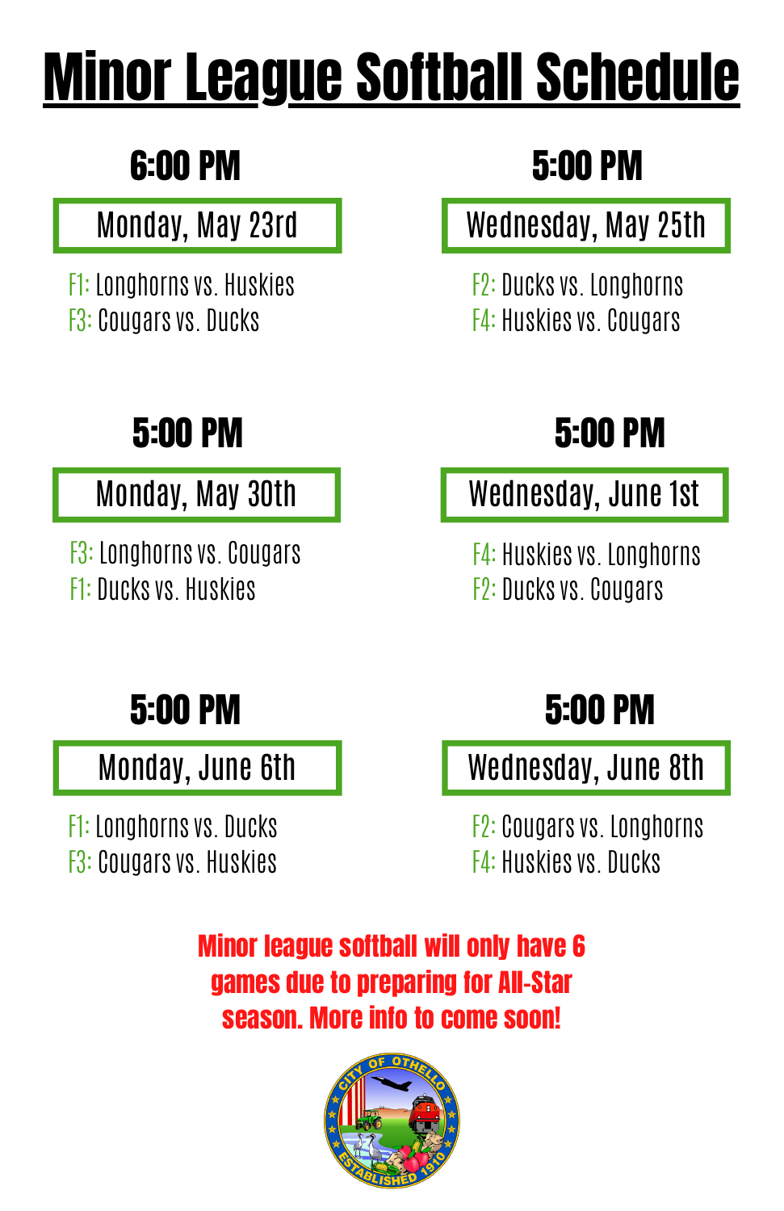# Minor League Softball Schedule

**6:00 PM**

**Monday, May 23rd**

F1: Longhorns vs. Huskies
F3: Cougars vs. Ducks

**5:00 PM**

**Wednesday, May 25th**

F2: Ducks vs. Longhorns
F4: Huskies vs. Cougars

**5:00 PM**

**Monday, May 30th**

F3: Longhorns vs. Cougars
F1: Ducks vs. Huskies

**5:00 PM**

**Wednesday, June 1st**

F4: Huskies vs. Longhorns
F2: Ducks vs. Cougars

**5:00 PM**

**Monday, June 6th**

F1: Longhorns vs. Ducks
F3: Cougars vs. Huskies

**5:00 PM**

**Wednesday, June 8th**

F2: Cougars vs. Longhorns
F4: Huskies vs. Ducks

**Minor league softball will only have 6 games due to preparing for All-Star season. More info to come soon!**

CITY OF OTHELLO ESTABLISHED 1910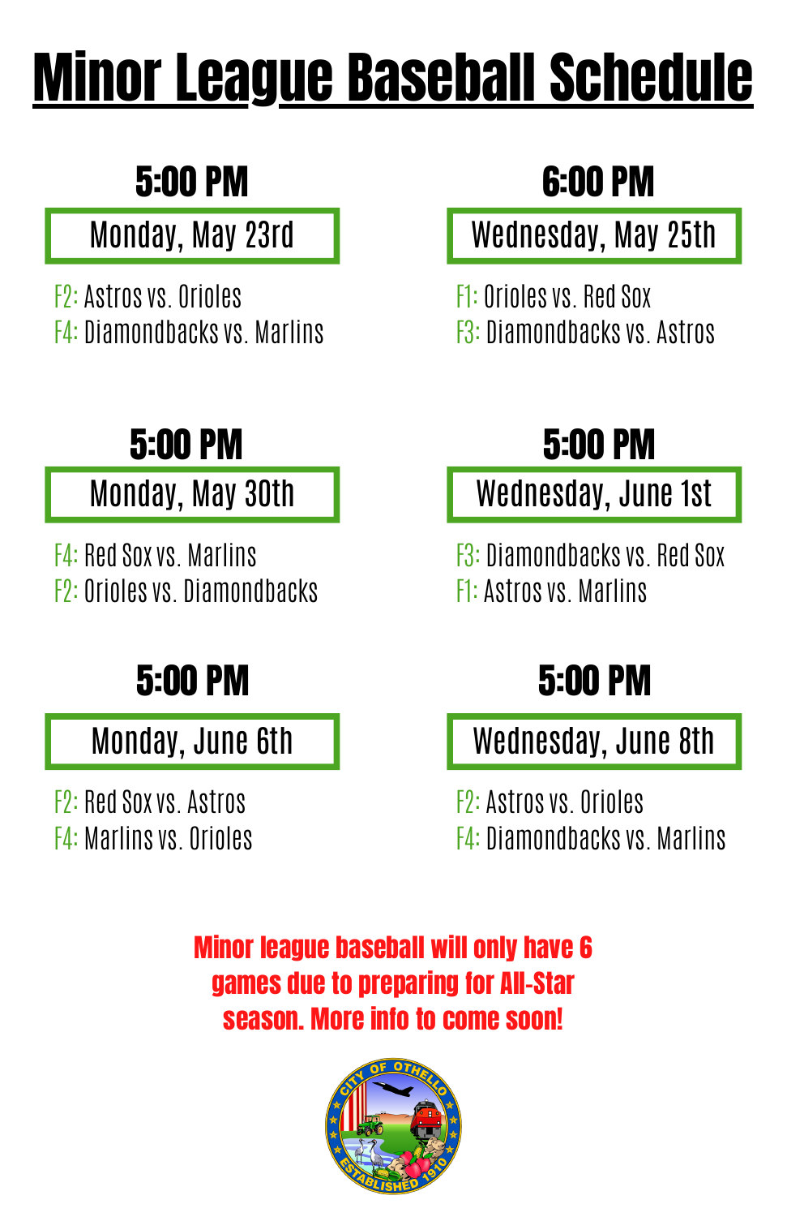# Minor League Baseball Schedule

### 5:00 PM

**Monday, May 23rd**

F2: Astros vs. Orioles
F4: Diamondbacks vs. Marlins

### 6:00 PM

**Wednesday, May 25th**

F1: Orioles vs. Red Sox
F3: Diamondbacks vs. Astros

### 5:00 PM

**Monday, May 30th**

F4: Red Sox vs. Marlins
F2: Orioles vs. Diamondbacks

### 5:00 PM

**Wednesday, June 1st**

F3: Diamondbacks vs. Red Sox
F1: Astros vs. Marlins

### 5:00 PM

**Monday, June 6th**

F2: Red Sox vs. Astros
F4: Marlins vs. Orioles

### 5:00 PM

**Wednesday, June 8th**

F2: Astros vs. Orioles
F4: Diamondbacks vs. Marlins

**Minor league baseball will only have 6 games due to preparing for All-Star season. More info to come soon!**

CITY OF OTHELLO
ESTABLISHED 1910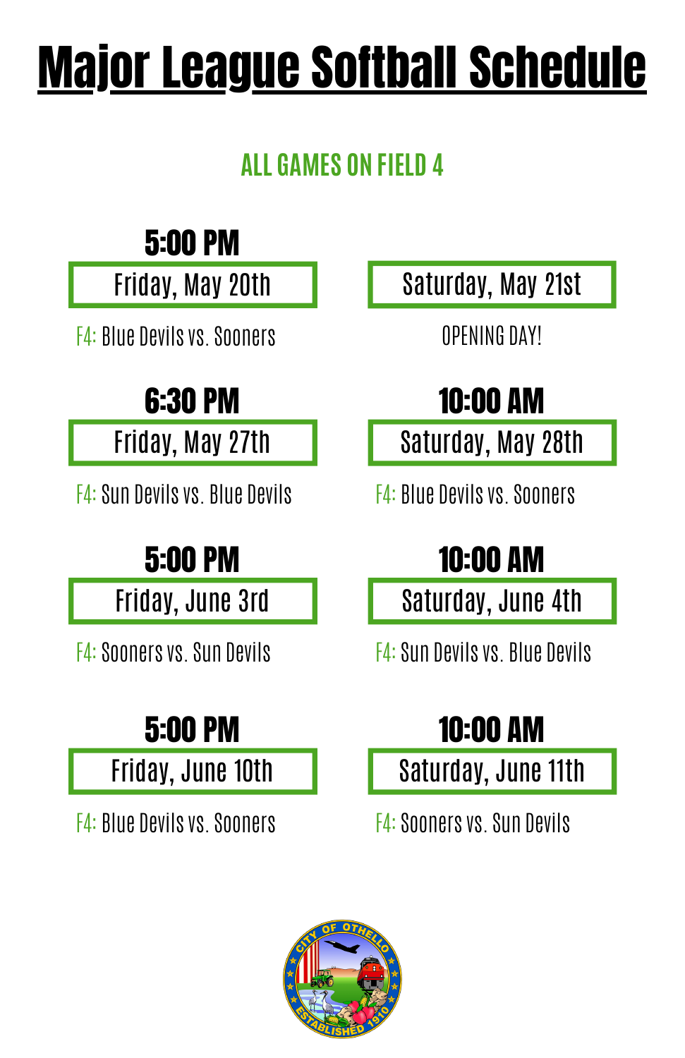# Major League Softball Schedule

## ALL GAMES ON FIELD 4

**5:00 PM**

**Friday, May 20th**

F4: Blue Devils vs. Sooners

**Saturday, May 21st**

OPENING DAY!

**6:30 PM**

**Friday, May 27th**

F4: Sun Devils vs. Blue Devils

**10:00 AM**

**Saturday, May 28th**

F4: Blue Devils vs. Sooners

**5:00 PM**

**Friday, June 3rd**

F4: Sooners vs. Sun Devils

**10:00 AM**

**Saturday, June 4th**

F4: Sun Devils vs. Blue Devils

**5:00 PM**

**Friday, June 10th**

F4: Blue Devils vs. Sooners

**10:00 AM**

**Saturday, June 11th**

F4: Sooners vs. Sun Devils

CITY OF OTHELLO ESTABLISHED 1910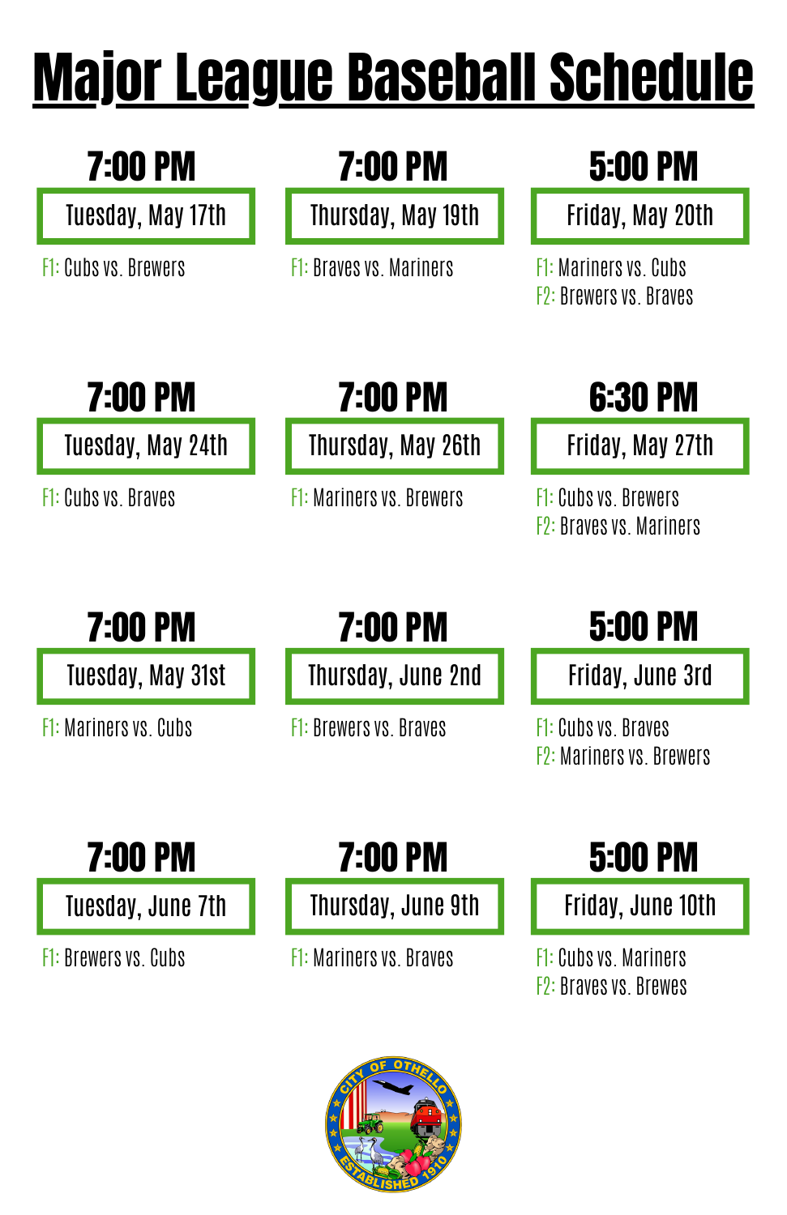# Major League Baseball Schedule

**7:00 PM**
Tuesday, May 17th
F1: Cubs vs. Brewers

**7:00 PM**
Thursday, May 19th
F1: Braves vs. Mariners

**5:00 PM**
Friday, May 20th
F1: Mariners vs. Cubs
F2: Brewers vs. Braves

**7:00 PM**
Tuesday, May 24th
F1: Cubs vs. Braves

**7:00 PM**
Thursday, May 26th
F1: Mariners vs. Brewers

**6:30 PM**
Friday, May 27th
F1: Cubs vs. Brewers
F2: Braves vs. Mariners

**7:00 PM**
Tuesday, May 31st
F1: Mariners vs. Cubs

**7:00 PM**
Thursday, June 2nd
F1: Brewers vs. Braves

**5:00 PM**
Friday, June 3rd
F1: Cubs vs. Braves
F2: Mariners vs. Brewers

**7:00 PM**
Tuesday, June 7th
F1: Brewers vs. Cubs

**7:00 PM**
Thursday, June 9th
F1: Mariners vs. Braves

**5:00 PM**
Friday, June 10th
F1: Cubs vs. Mariners
F2: Braves vs. Brewes

CITY OF OTHELLO
ESTABLISHED 1910